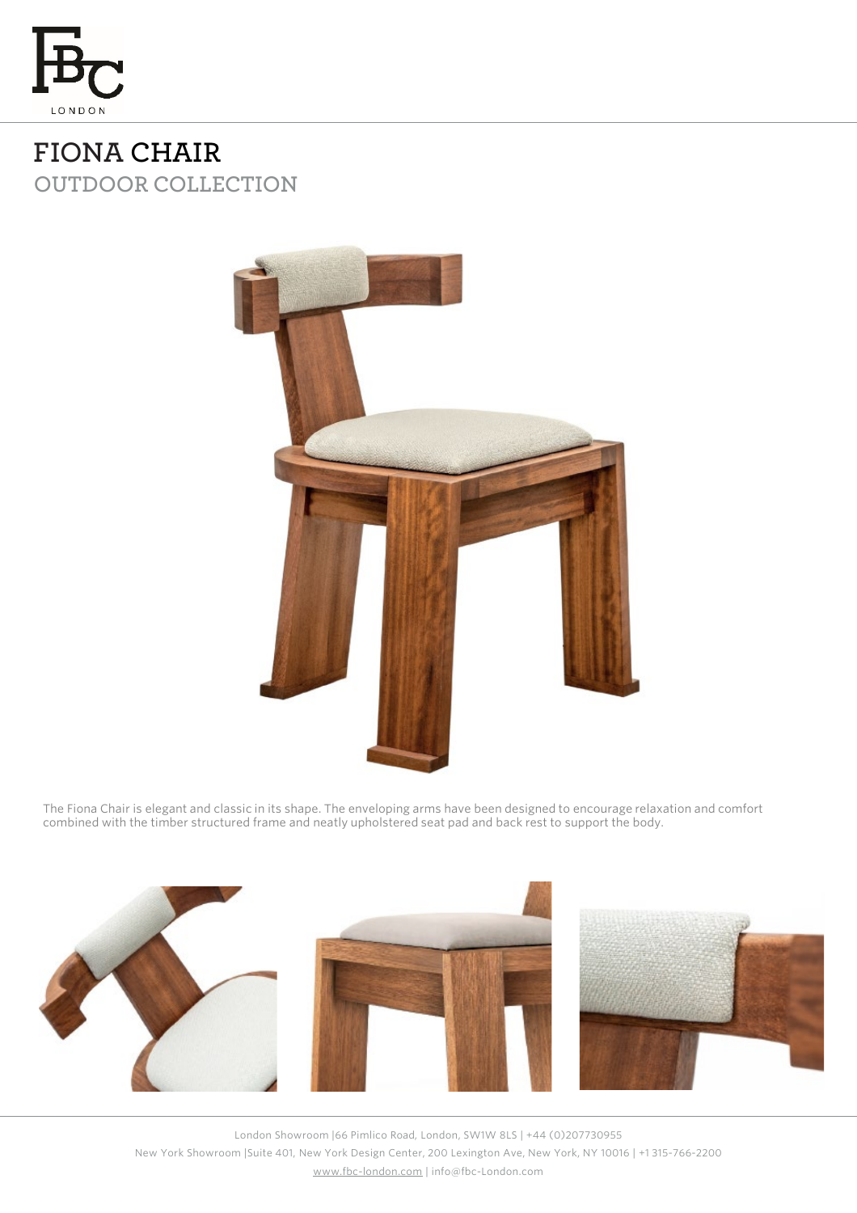# FIONA CHAIR

## OUTDOOR COLLECTION

The Fiona Chair is elegant and classic in its shape. The enveloping arms have been designed to encourage relaxation and comfort combined with the timber structured frame and neatly upholstered seat pad and back rest to support the body.

London Showroom |66 Pimlico Road, London, SW1W 8LS | +44 (0)207730955
New York Showroom |Suite 401, New York Design Center, 200 Lexington Ave, New York, NY 10016 | +1 315-766-2200
www.fbc-london.com | info@fbc-London.com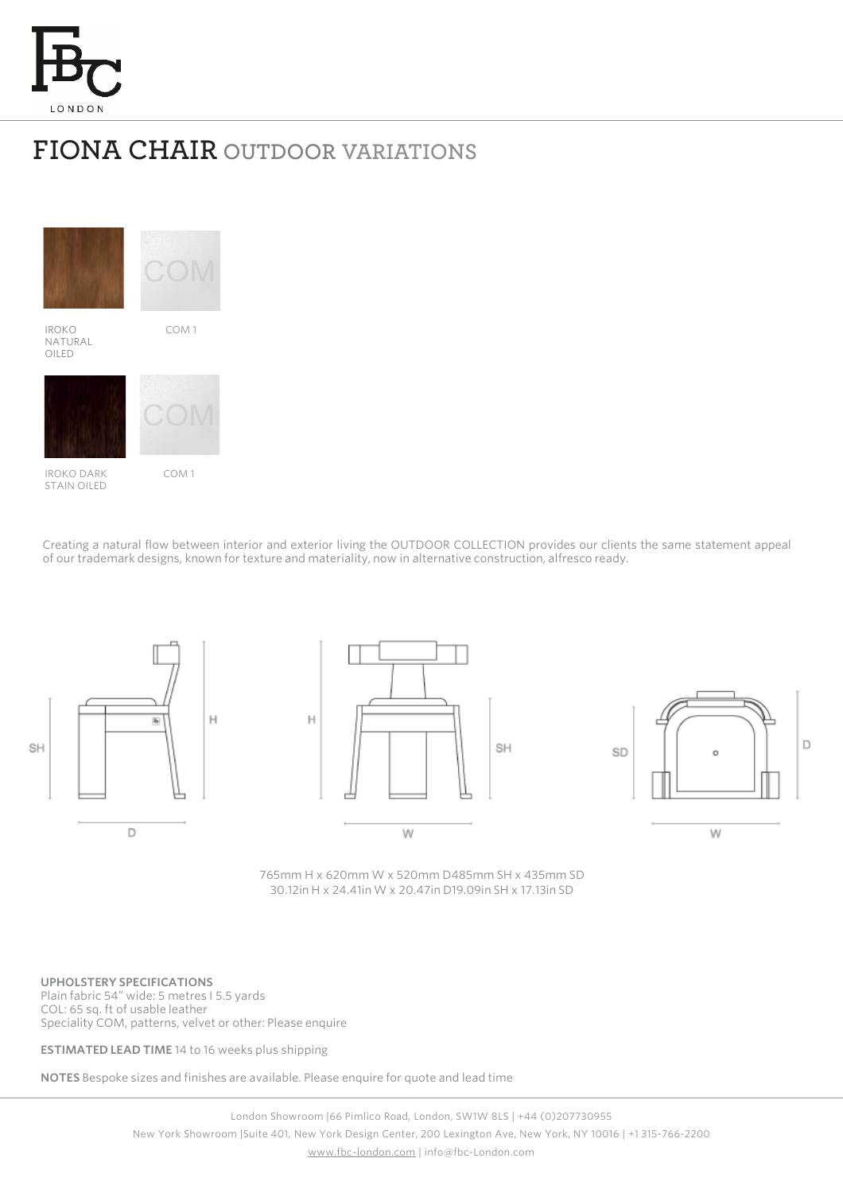# FIONA CHAIR OUTDOOR VARIATIONS

IROKO NATURAL OILED

COM 1

IROKO DARK STAIN OILED

COM 1

Creating a natural flow between interior and exterior living the OUTDOOR COLLECTION provides our clients the same statement appeal of our trademark designs, known for texture and materiality, now in alternative construction, alfresco ready.

SH
H
D

H
SH
W

SD
D
W

765mm H x 620mm W x 520mm D485mm SH x 435mm SD
30.12in H x 24.41in W x 20.47in D19.09in SH x 17.13in SD

**UPHOLSTERY SPECIFICATIONS**
Plain fabric 54" wide: 5 metres I 5.5 yards
COL: 65 sq. ft of usable leather
Speciality COM, patterns, velvet or other: Please enquire

**ESTIMATED LEAD TIME** 14 to 16 weeks plus shipping

**NOTES** Bespoke sizes and finishes are available. Please enquire for quote and lead time

London Showroom |66 Pimlico Road, London, SW1W 8LS | +44 (0)207730955
New York Showroom |Suite 401, New York Design Center, 200 Lexington Ave, New York, NY 10016 | +1 315-766-2200
www.fbc-london.com | info@fbc-London.com